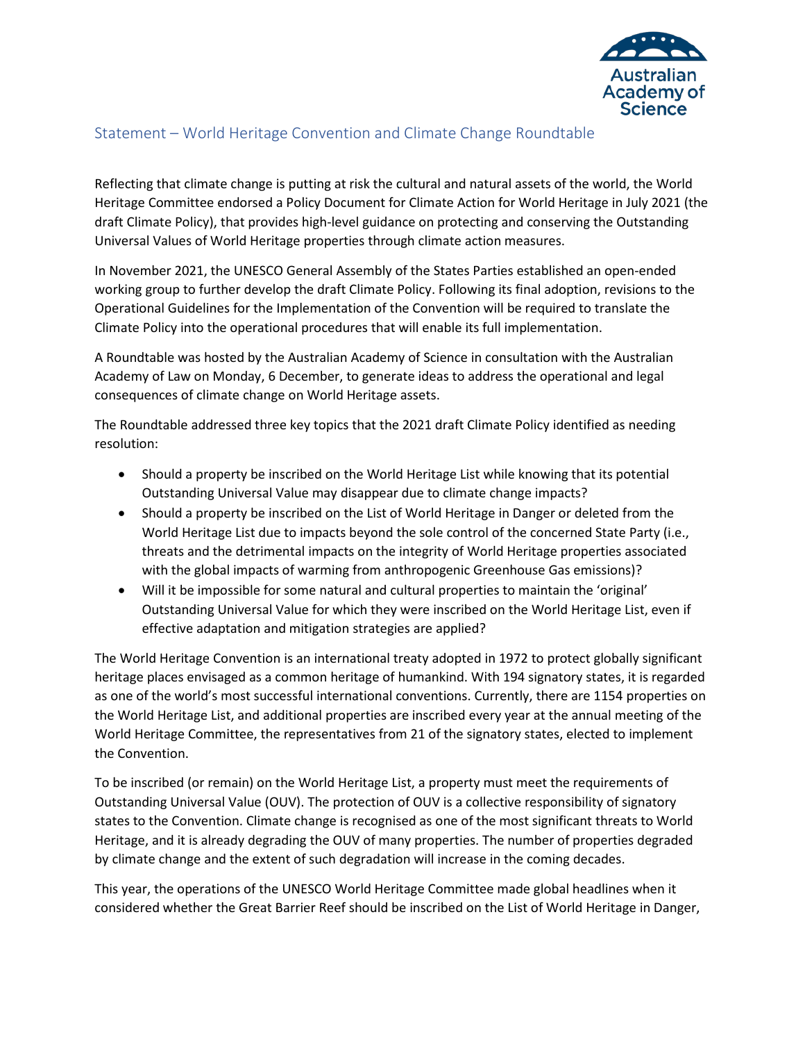## Statement – World Heritage Convention and Climate Change Roundtable

Reflecting that climate change is putting at risk the cultural and natural assets of the world, the World Heritage Committee endorsed a Policy Document for Climate Action for World Heritage in July 2021 (the draft Climate Policy), that provides high-level guidance on protecting and conserving the Outstanding Universal Values of World Heritage properties through climate action measures.

In November 2021, the UNESCO General Assembly of the States Parties established an open-ended working group to further develop the draft Climate Policy. Following its final adoption, revisions to the Operational Guidelines for the Implementation of the Convention will be required to translate the Climate Policy into the operational procedures that will enable its full implementation.

A Roundtable was hosted by the Australian Academy of Science in consultation with the Australian Academy of Law on Monday, 6 December, to generate ideas to address the operational and legal consequences of climate change on World Heritage assets.

The Roundtable addressed three key topics that the 2021 draft Climate Policy identified as needing resolution:

- Should a property be inscribed on the World Heritage List while knowing that its potential Outstanding Universal Value may disappear due to climate change impacts?
- Should a property be inscribed on the List of World Heritage in Danger or deleted from the World Heritage List due to impacts beyond the sole control of the concerned State Party (i.e., threats and the detrimental impacts on the integrity of World Heritage properties associated with the global impacts of warming from anthropogenic Greenhouse Gas emissions)?
- Will it be impossible for some natural and cultural properties to maintain the 'original' Outstanding Universal Value for which they were inscribed on the World Heritage List, even if effective adaptation and mitigation strategies are applied?

The World Heritage Convention is an international treaty adopted in 1972 to protect globally significant heritage places envisaged as a common heritage of humankind. With 194 signatory states, it is regarded as one of the world's most successful international conventions. Currently, there are 1154 properties on the World Heritage List, and additional properties are inscribed every year at the annual meeting of the World Heritage Committee, the representatives from 21 of the signatory states, elected to implement the Convention.

To be inscribed (or remain) on the World Heritage List, a property must meet the requirements of Outstanding Universal Value (OUV). The protection of OUV is a collective responsibility of signatory states to the Convention. Climate change is recognised as one of the most significant threats to World Heritage, and it is already degrading the OUV of many properties. The number of properties degraded by climate change and the extent of such degradation will increase in the coming decades.

This year, the operations of the UNESCO World Heritage Committee made global headlines when it considered whether the Great Barrier Reef should be inscribed on the List of World Heritage in Danger,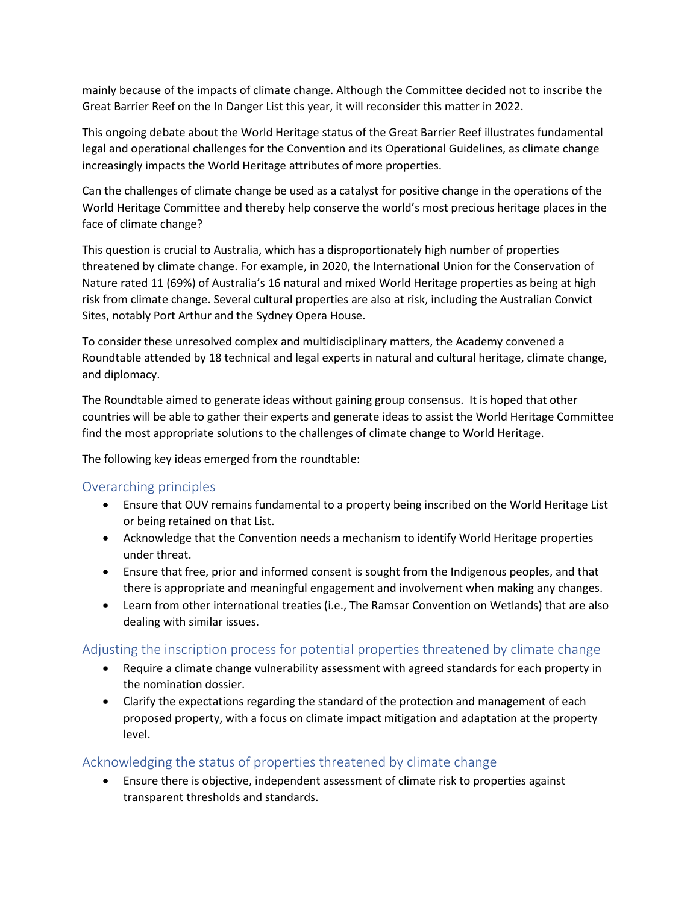mainly because of the impacts of climate change. Although the Committee decided not to inscribe the Great Barrier Reef on the In Danger List this year, it will reconsider this matter in 2022.

This ongoing debate about the World Heritage status of the Great Barrier Reef illustrates fundamental legal and operational challenges for the Convention and its Operational Guidelines, as climate change increasingly impacts the World Heritage attributes of more properties.

Can the challenges of climate change be used as a catalyst for positive change in the operations of the World Heritage Committee and thereby help conserve the world's most precious heritage places in the face of climate change?

This question is crucial to Australia, which has a disproportionately high number of properties threatened by climate change. For example, in 2020, the International Union for the Conservation of Nature rated 11 (69%) of Australia's 16 natural and mixed World Heritage properties as being at high risk from climate change. Several cultural properties are also at risk, including the Australian Convict Sites, notably Port Arthur and the Sydney Opera House.

To consider these unresolved complex and multidisciplinary matters, the Academy convened a Roundtable attended by 18 technical and legal experts in natural and cultural heritage, climate change, and diplomacy.

The Roundtable aimed to generate ideas without gaining group consensus. It is hoped that other countries will be able to gather their experts and generate ideas to assist the World Heritage Committee find the most appropriate solutions to the challenges of climate change to World Heritage.

The following key ideas emerged from the roundtable:

## Overarching principles

- Ensure that OUV remains fundamental to a property being inscribed on the World Heritage List or being retained on that List.
- Acknowledge that the Convention needs a mechanism to identify World Heritage properties under threat.
- Ensure that free, prior and informed consent is sought from the Indigenous peoples, and that there is appropriate and meaningful engagement and involvement when making any changes.
- Learn from other international treaties (i.e., The Ramsar Convention on Wetlands) that are also dealing with similar issues.

## Adjusting the inscription process for potential properties threatened by climate change

- Require a climate change vulnerability assessment with agreed standards for each property in the nomination dossier.
- Clarify the expectations regarding the standard of the protection and management of each proposed property, with a focus on climate impact mitigation and adaptation at the property level.

## Acknowledging the status of properties threatened by climate change

- Ensure there is objective, independent assessment of climate risk to properties against transparent thresholds and standards.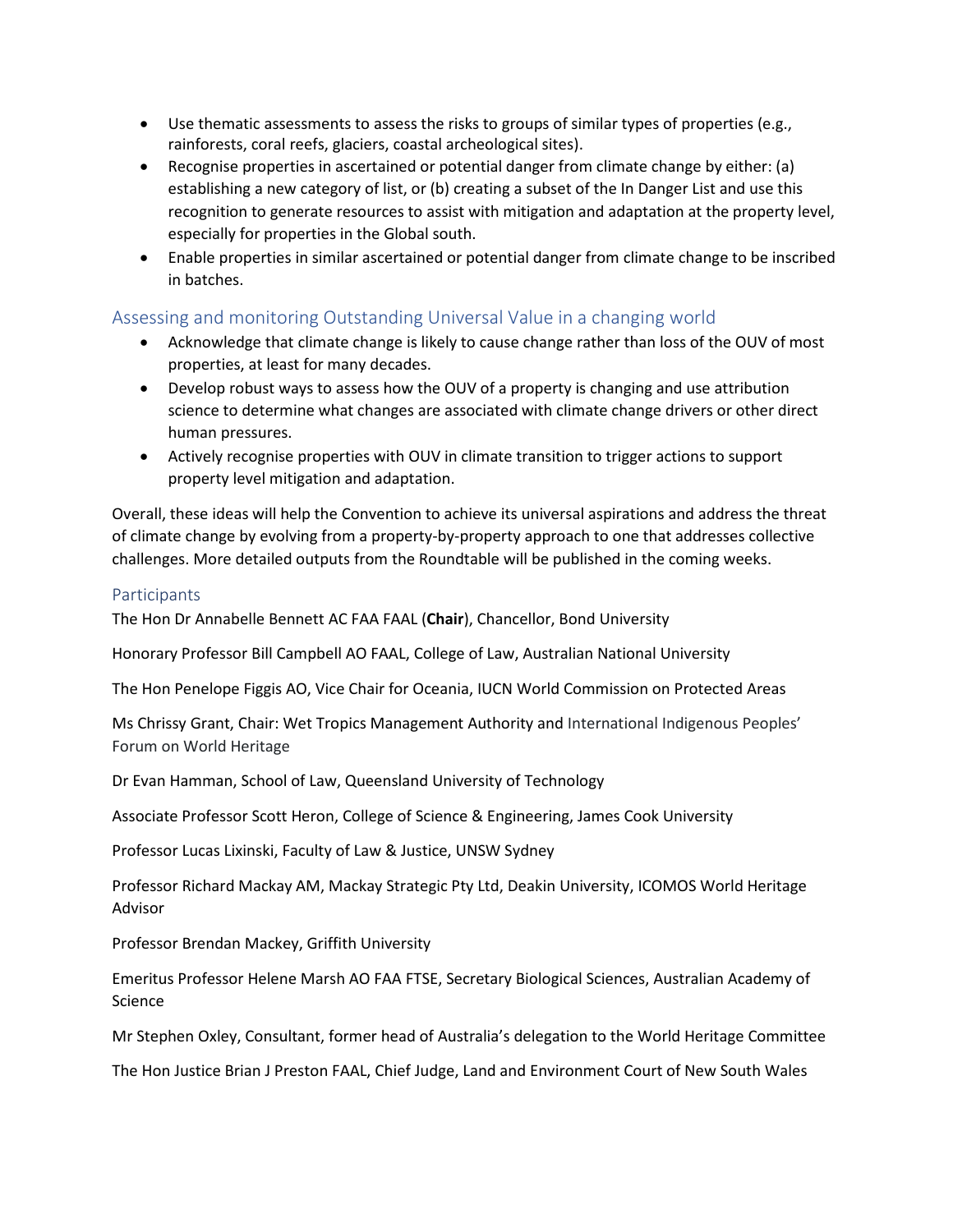- Use thematic assessments to assess the risks to groups of similar types of properties (e.g., rainforests, coral reefs, glaciers, coastal archeological sites).
- Recognise properties in ascertained or potential danger from climate change by either: (a) establishing a new category of list, or (b) creating a subset of the In Danger List and use this recognition to generate resources to assist with mitigation and adaptation at the property level, especially for properties in the Global south.
- Enable properties in similar ascertained or potential danger from climate change to be inscribed in batches.

## Assessing and monitoring Outstanding Universal Value in a changing world

- Acknowledge that climate change is likely to cause change rather than loss of the OUV of most properties, at least for many decades.
- Develop robust ways to assess how the OUV of a property is changing and use attribution science to determine what changes are associated with climate change drivers or other direct human pressures.
- Actively recognise properties with OUV in climate transition to trigger actions to support property level mitigation and adaptation.

Overall, these ideas will help the Convention to achieve its universal aspirations and address the threat of climate change by evolving from a property-by-property approach to one that addresses collective challenges. More detailed outputs from the Roundtable will be published in the coming weeks.

## Participants

The Hon Dr Annabelle Bennett AC FAA FAAL (**Chair**), Chancellor, Bond University

Honorary Professor Bill Campbell AO FAAL, College of Law, Australian National University

The Hon Penelope Figgis AO, Vice Chair for Oceania, IUCN World Commission on Protected Areas

Ms Chrissy Grant, Chair: Wet Tropics Management Authority and International Indigenous Peoples' Forum on World Heritage

Dr Evan Hamman, School of Law, Queensland University of Technology

Associate Professor Scott Heron, College of Science & Engineering, James Cook University

Professor Lucas Lixinski, Faculty of Law & Justice, UNSW Sydney

Professor Richard Mackay AM, Mackay Strategic Pty Ltd, Deakin University, ICOMOS World Heritage Advisor

Professor Brendan Mackey, Griffith University

Emeritus Professor Helene Marsh AO FAA FTSE, Secretary Biological Sciences, Australian Academy of Science

Mr Stephen Oxley, Consultant, former head of Australia's delegation to the World Heritage Committee

The Hon Justice Brian J Preston FAAL, Chief Judge, Land and Environment Court of New South Wales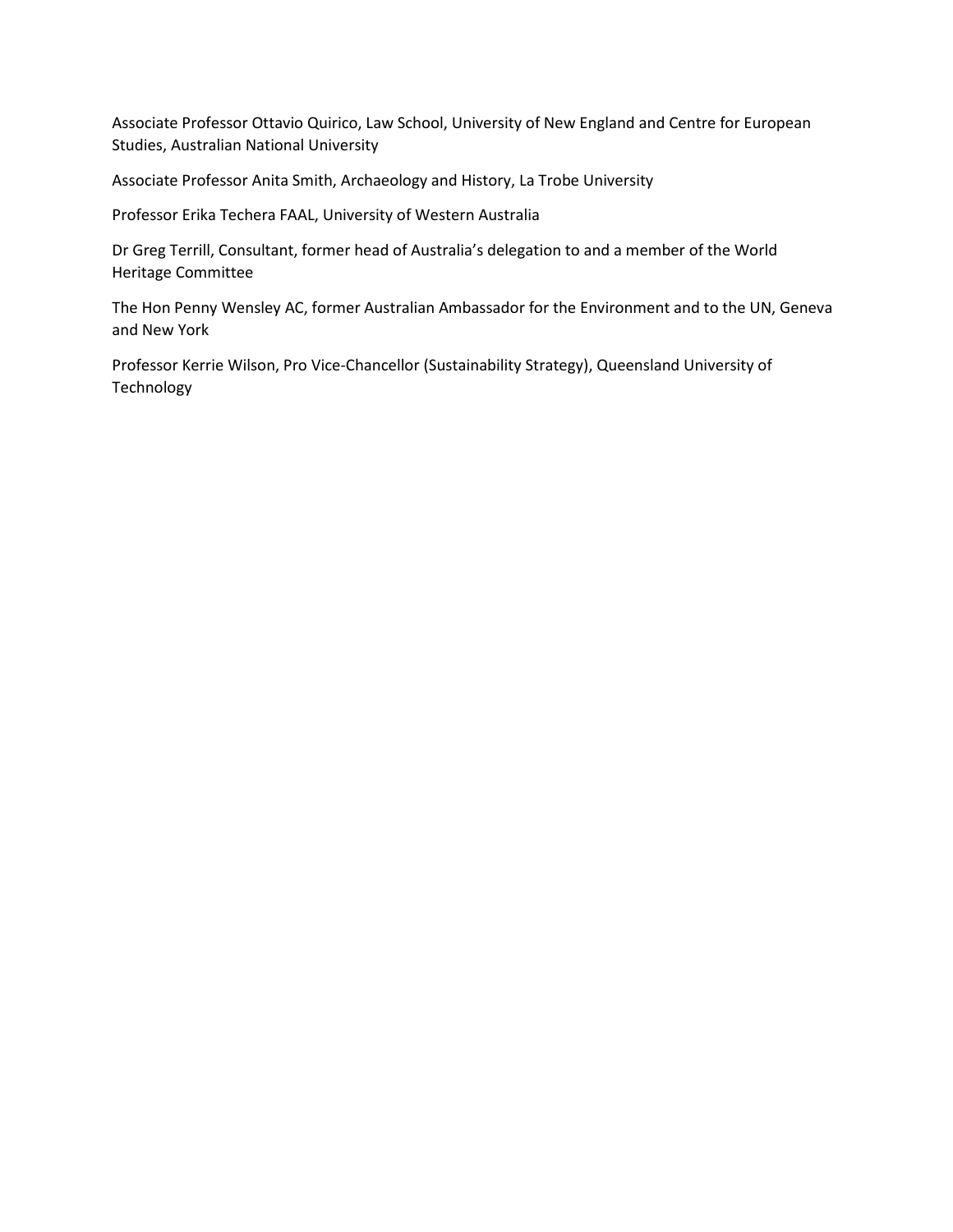Associate Professor Ottavio Quirico, Law School, University of New England and Centre for European Studies, Australian National University

Associate Professor Anita Smith, Archaeology and History, La Trobe University

Professor Erika Techera FAAL, University of Western Australia

Dr Greg Terrill, Consultant, former head of Australia's delegation to and a member of the World Heritage Committee

The Hon Penny Wensley AC, former Australian Ambassador for the Environment and to the UN, Geneva and New York

Professor Kerrie Wilson, Pro Vice-Chancellor (Sustainability Strategy), Queensland University of Technology